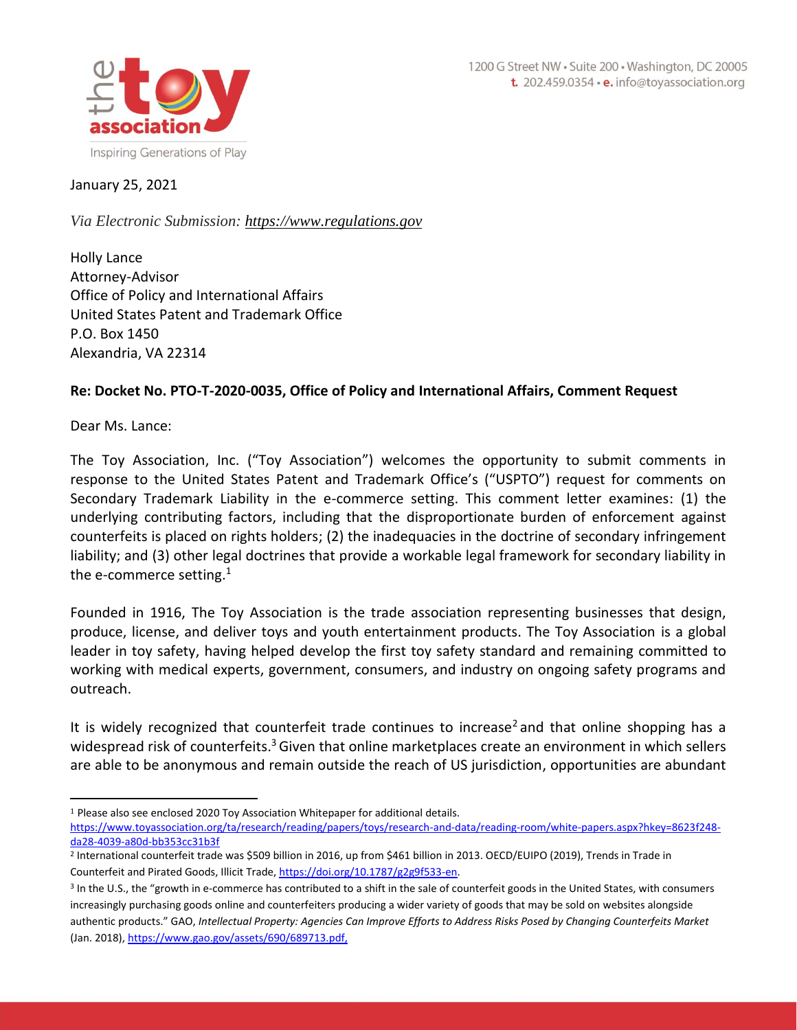the toy association

Inspiring Generations of Play

1200 G Street NW • Suite 200 • Washington, DC 20005
t. 202.459.0354 • e. info@toyassociation.org

January 25, 2021

*Via Electronic Submission: https://www.regulations.gov*

Holly Lance
Attorney-Advisor
Office of Policy and International Affairs
United States Patent and Trademark Office
P.O. Box 1450
Alexandria, VA 22314

**Re: Docket No. PTO-T-2020-0035, Office of Policy and International Affairs, Comment Request**

Dear Ms. Lance:

The Toy Association, Inc. ("Toy Association") welcomes the opportunity to submit comments in response to the United States Patent and Trademark Office's ("USPTO") request for comments on Secondary Trademark Liability in the e-commerce setting. This comment letter examines: (1) the underlying contributing factors, including that the disproportionate burden of enforcement against counterfeits is placed on rights holders; (2) the inadequacies in the doctrine of secondary infringement liability; and (3) other legal doctrines that provide a workable legal framework for secondary liability in the e-commerce setting.[1]

Founded in 1916, The Toy Association is the trade association representing businesses that design, produce, license, and deliver toys and youth entertainment products. The Toy Association is a global leader in toy safety, having helped develop the first toy safety standard and remaining committed to working with medical experts, government, consumers, and industry on ongoing safety programs and outreach.

It is widely recognized that counterfeit trade continues to increase[2] and that online shopping has a widespread risk of counterfeits.[3] Given that online marketplaces create an environment in which sellers are able to be anonymous and remain outside the reach of US jurisdiction, opportunities are abundant

---

[1] Please also see enclosed 2020 Toy Association Whitepaper for additional details. https://www.toyassociation.org/ta/research/reading/papers/toys/research-and-data/reading-room/white-papers.aspx?hkey=8623f248-da28-4039-a80d-bb353cc31b3f

[2] International counterfeit trade was $509 billion in 2016, up from $461 billion in 2013. OECD/EUIPO (2019), Trends in Trade in Counterfeit and Pirated Goods, Illicit Trade, https://doi.org/10.1787/g2g9f533-en.

[3] In the U.S., the "growth in e-commerce has contributed to a shift in the sale of counterfeit goods in the United States, with consumers increasingly purchasing goods online and counterfeiters producing a wider variety of goods that may be sold on websites alongside authentic products." GAO, *Intellectual Property: Agencies Can Improve Efforts to Address Risks Posed by Changing Counterfeits Market* (Jan. 2018), https://www.gao.gov/assets/690/689713.pdf,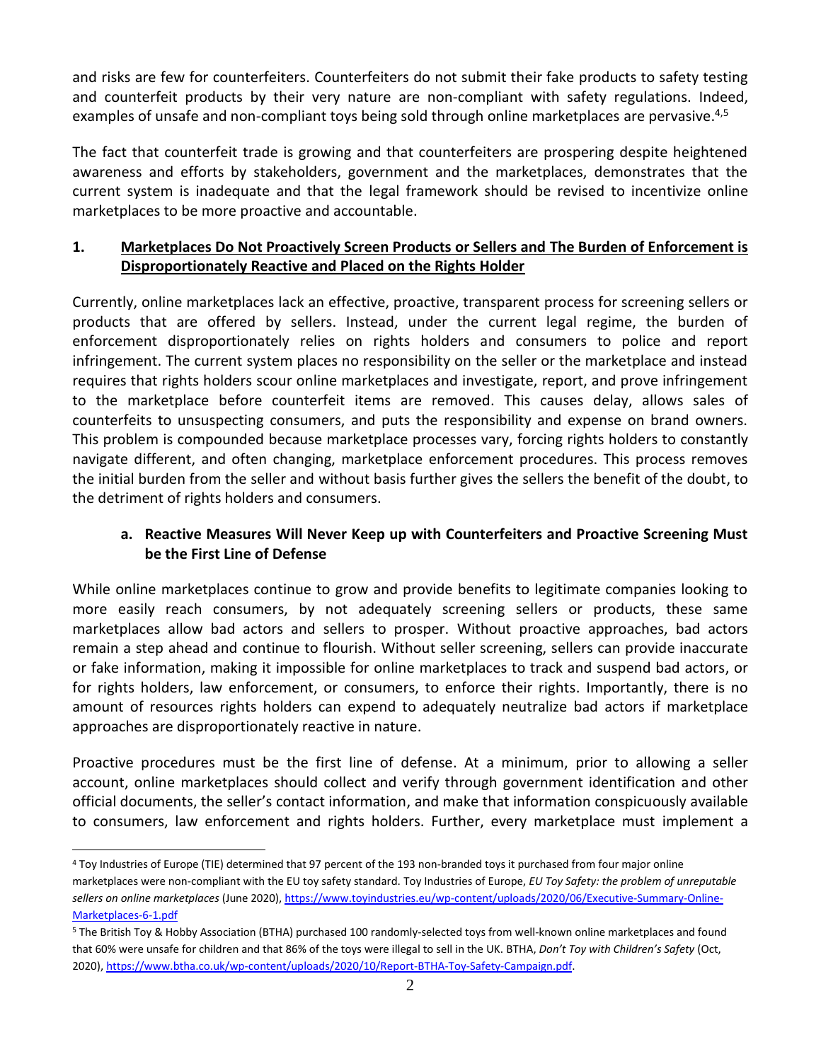and risks are few for counterfeiters. Counterfeiters do not submit their fake products to safety testing and counterfeit products by their very nature are non-compliant with safety regulations. Indeed, examples of unsafe and non-compliant toys being sold through online marketplaces are pervasive.[4,5]

The fact that counterfeit trade is growing and that counterfeiters are prospering despite heightened awareness and efforts by stakeholders, government and the marketplaces, demonstrates that the current system is inadequate and that the legal framework should be revised to incentivize online marketplaces to be more proactive and accountable.

## 1. Marketplaces Do Not Proactively Screen Products or Sellers and The Burden of Enforcement is Disproportionately Reactive and Placed on the Rights Holder

Currently, online marketplaces lack an effective, proactive, transparent process for screening sellers or products that are offered by sellers. Instead, under the current legal regime, the burden of enforcement disproportionately relies on rights holders and consumers to police and report infringement. The current system places no responsibility on the seller or the marketplace and instead requires that rights holders scour online marketplaces and investigate, report, and prove infringement to the marketplace before counterfeit items are removed. This causes delay, allows sales of counterfeits to unsuspecting consumers, and puts the responsibility and expense on brand owners. This problem is compounded because marketplace processes vary, forcing rights holders to constantly navigate different, and often changing, marketplace enforcement procedures. This process removes the initial burden from the seller and without basis further gives the sellers the benefit of the doubt, to the detriment of rights holders and consumers.

### a. Reactive Measures Will Never Keep up with Counterfeiters and Proactive Screening Must be the First Line of Defense

While online marketplaces continue to grow and provide benefits to legitimate companies looking to more easily reach consumers, by not adequately screening sellers or products, these same marketplaces allow bad actors and sellers to prosper. Without proactive approaches, bad actors remain a step ahead and continue to flourish. Without seller screening, sellers can provide inaccurate or fake information, making it impossible for online marketplaces to track and suspend bad actors, or for rights holders, law enforcement, or consumers, to enforce their rights. Importantly, there is no amount of resources rights holders can expend to adequately neutralize bad actors if marketplace approaches are disproportionately reactive in nature.

Proactive procedures must be the first line of defense. At a minimum, prior to allowing a seller account, online marketplaces should collect and verify through government identification and other official documents, the seller's contact information, and make that information conspicuously available to consumers, law enforcement and rights holders. Further, every marketplace must implement a

---

[4] Toy Industries of Europe (TIE) determined that 97 percent of the 193 non-branded toys it purchased from four major online marketplaces were non-compliant with the EU toy safety standard. Toy Industries of Europe, *EU Toy Safety: the problem of unreputable sellers on online marketplaces* (June 2020), https://www.toyindustries.eu/wp-content/uploads/2020/06/Executive-Summary-Online-Marketplaces-6-1.pdf

[5] The British Toy & Hobby Association (BTHA) purchased 100 randomly-selected toys from well-known online marketplaces and found that 60% were unsafe for children and that 86% of the toys were illegal to sell in the UK. BTHA, *Don't Toy with Children's Safety* (Oct, 2020), https://www.btha.co.uk/wp-content/uploads/2020/10/Report-BTHA-Toy-Safety-Campaign.pdf.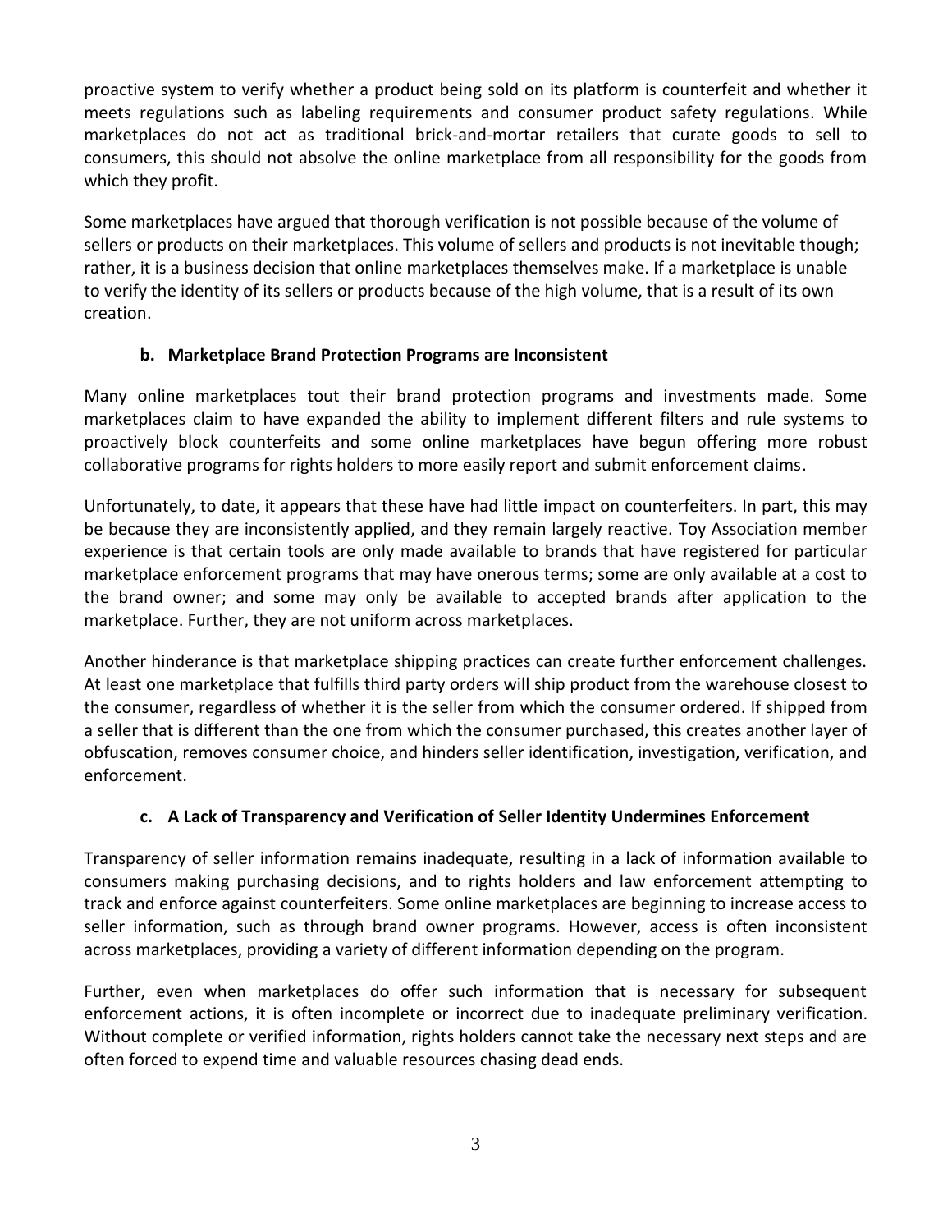proactive system to verify whether a product being sold on its platform is counterfeit and whether it meets regulations such as labeling requirements and consumer product safety regulations. While marketplaces do not act as traditional brick-and-mortar retailers that curate goods to sell to consumers, this should not absolve the online marketplace from all responsibility for the goods from which they profit.

Some marketplaces have argued that thorough verification is not possible because of the volume of sellers or products on their marketplaces. This volume of sellers and products is not inevitable though; rather, it is a business decision that online marketplaces themselves make. If a marketplace is unable to verify the identity of its sellers or products because of the high volume, that is a result of its own creation.

### b. Marketplace Brand Protection Programs are Inconsistent

Many online marketplaces tout their brand protection programs and investments made. Some marketplaces claim to have expanded the ability to implement different filters and rule systems to proactively block counterfeits and some online marketplaces have begun offering more robust collaborative programs for rights holders to more easily report and submit enforcement claims.

Unfortunately, to date, it appears that these have had little impact on counterfeiters. In part, this may be because they are inconsistently applied, and they remain largely reactive. Toy Association member experience is that certain tools are only made available to brands that have registered for particular marketplace enforcement programs that may have onerous terms; some are only available at a cost to the brand owner; and some may only be available to accepted brands after application to the marketplace. Further, they are not uniform across marketplaces.

Another hinderance is that marketplace shipping practices can create further enforcement challenges. At least one marketplace that fulfills third party orders will ship product from the warehouse closest to the consumer, regardless of whether it is the seller from which the consumer ordered. If shipped from a seller that is different than the one from which the consumer purchased, this creates another layer of obfuscation, removes consumer choice, and hinders seller identification, investigation, verification, and enforcement.

### c. A Lack of Transparency and Verification of Seller Identity Undermines Enforcement

Transparency of seller information remains inadequate, resulting in a lack of information available to consumers making purchasing decisions, and to rights holders and law enforcement attempting to track and enforce against counterfeiters. Some online marketplaces are beginning to increase access to seller information, such as through brand owner programs. However, access is often inconsistent across marketplaces, providing a variety of different information depending on the program.

Further, even when marketplaces do offer such information that is necessary for subsequent enforcement actions, it is often incomplete or incorrect due to inadequate preliminary verification. Without complete or verified information, rights holders cannot take the necessary next steps and are often forced to expend time and valuable resources chasing dead ends.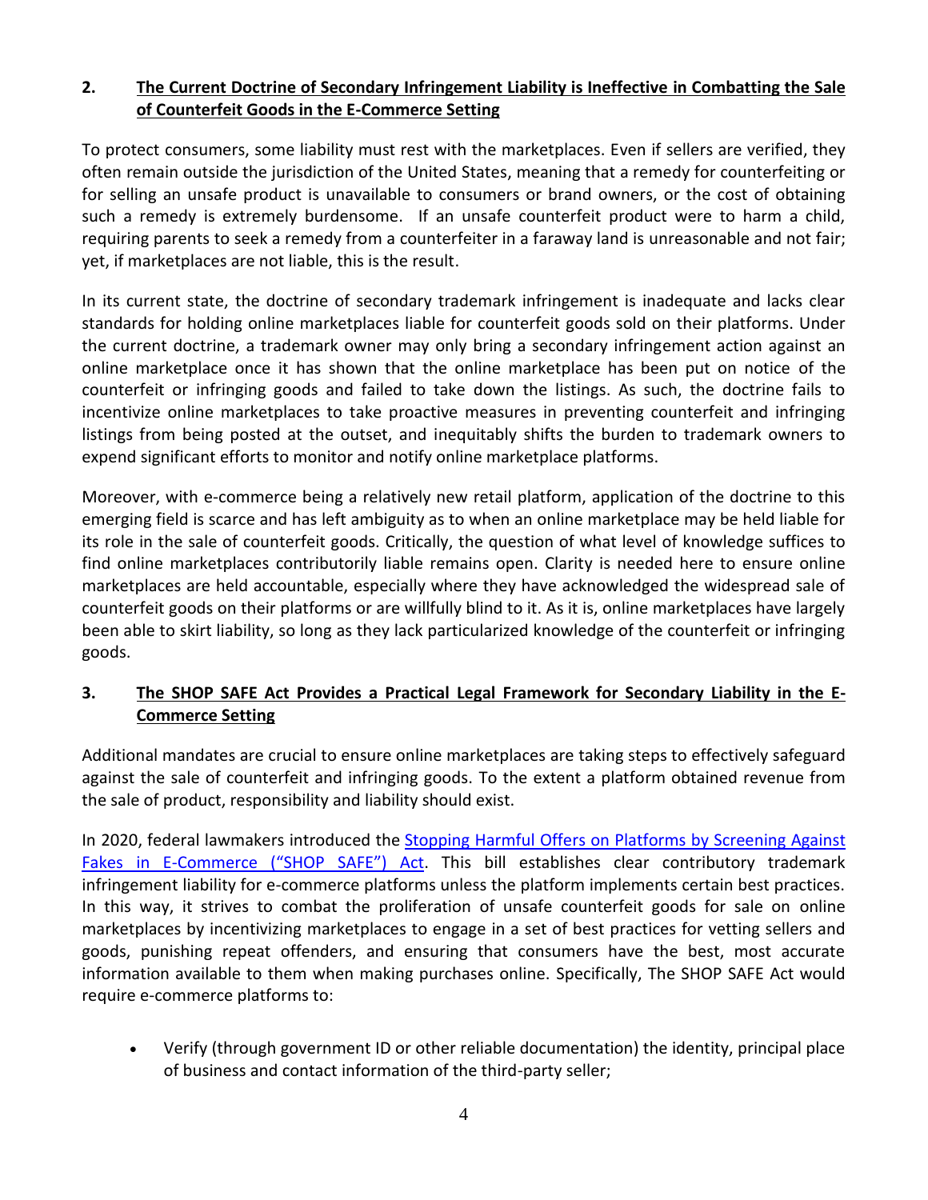## 2. The Current Doctrine of Secondary Infringement Liability is Ineffective in Combatting the Sale of Counterfeit Goods in the E-Commerce Setting

To protect consumers, some liability must rest with the marketplaces. Even if sellers are verified, they often remain outside the jurisdiction of the United States, meaning that a remedy for counterfeiting or for selling an unsafe product is unavailable to consumers or brand owners, or the cost of obtaining such a remedy is extremely burdensome. If an unsafe counterfeit product were to harm a child, requiring parents to seek a remedy from a counterfeiter in a faraway land is unreasonable and not fair; yet, if marketplaces are not liable, this is the result.

In its current state, the doctrine of secondary trademark infringement is inadequate and lacks clear standards for holding online marketplaces liable for counterfeit goods sold on their platforms. Under the current doctrine, a trademark owner may only bring a secondary infringement action against an online marketplace once it has shown that the online marketplace has been put on notice of the counterfeit or infringing goods and failed to take down the listings. As such, the doctrine fails to incentivize online marketplaces to take proactive measures in preventing counterfeit and infringing listings from being posted at the outset, and inequitably shifts the burden to trademark owners to expend significant efforts to monitor and notify online marketplace platforms.

Moreover, with e-commerce being a relatively new retail platform, application of the doctrine to this emerging field is scarce and has left ambiguity as to when an online marketplace may be held liable for its role in the sale of counterfeit goods. Critically, the question of what level of knowledge suffices to find online marketplaces contributorily liable remains open. Clarity is needed here to ensure online marketplaces are held accountable, especially where they have acknowledged the widespread sale of counterfeit goods on their platforms or are willfully blind to it. As it is, online marketplaces have largely been able to skirt liability, so long as they lack particularized knowledge of the counterfeit or infringing goods.

## 3. The SHOP SAFE Act Provides a Practical Legal Framework for Secondary Liability in the E-Commerce Setting

Additional mandates are crucial to ensure online marketplaces are taking steps to effectively safeguard against the sale of counterfeit and infringing goods. To the extent a platform obtained revenue from the sale of product, responsibility and liability should exist.

In 2020, federal lawmakers introduced the Stopping Harmful Offers on Platforms by Screening Against Fakes in E-Commerce ("SHOP SAFE") Act. This bill establishes clear contributory trademark infringement liability for e-commerce platforms unless the platform implements certain best practices. In this way, it strives to combat the proliferation of unsafe counterfeit goods for sale on online marketplaces by incentivizing marketplaces to engage in a set of best practices for vetting sellers and goods, punishing repeat offenders, and ensuring that consumers have the best, most accurate information available to them when making purchases online. Specifically, The SHOP SAFE Act would require e-commerce platforms to:

- Verify (through government ID or other reliable documentation) the identity, principal place of business and contact information of the third-party seller;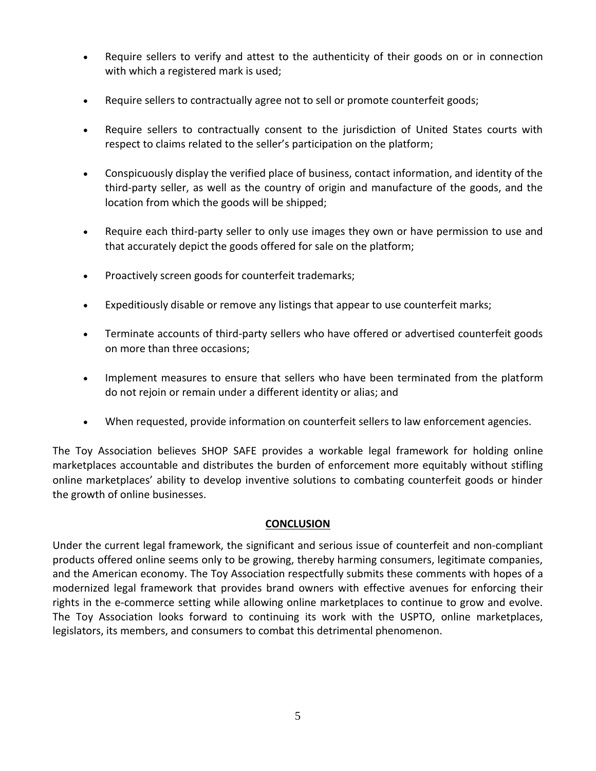- Require sellers to verify and attest to the authenticity of their goods on or in connection with which a registered mark is used;
- Require sellers to contractually agree not to sell or promote counterfeit goods;
- Require sellers to contractually consent to the jurisdiction of United States courts with respect to claims related to the seller's participation on the platform;
- Conspicuously display the verified place of business, contact information, and identity of the third-party seller, as well as the country of origin and manufacture of the goods, and the location from which the goods will be shipped;
- Require each third-party seller to only use images they own or have permission to use and that accurately depict the goods offered for sale on the platform;
- Proactively screen goods for counterfeit trademarks;
- Expeditiously disable or remove any listings that appear to use counterfeit marks;
- Terminate accounts of third-party sellers who have offered or advertised counterfeit goods on more than three occasions;
- Implement measures to ensure that sellers who have been terminated from the platform do not rejoin or remain under a different identity or alias; and
- When requested, provide information on counterfeit sellers to law enforcement agencies.

The Toy Association believes SHOP SAFE provides a workable legal framework for holding online marketplaces accountable and distributes the burden of enforcement more equitably without stifling online marketplaces' ability to develop inventive solutions to combating counterfeit goods or hinder the growth of online businesses.

## CONCLUSION

Under the current legal framework, the significant and serious issue of counterfeit and non-compliant products offered online seems only to be growing, thereby harming consumers, legitimate companies, and the American economy. The Toy Association respectfully submits these comments with hopes of a modernized legal framework that provides brand owners with effective avenues for enforcing their rights in the e-commerce setting while allowing online marketplaces to continue to grow and evolve. The Toy Association looks forward to continuing its work with the USPTO, online marketplaces, legislators, its members, and consumers to combat this detrimental phenomenon.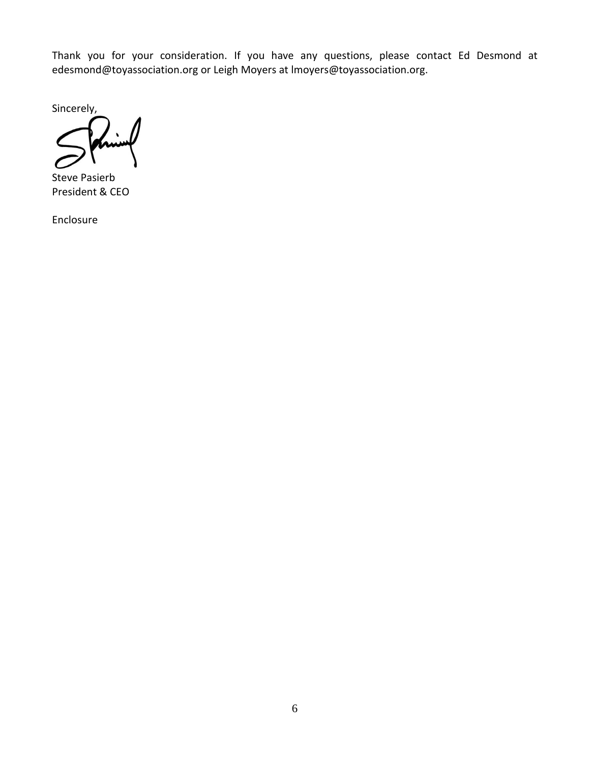Thank you for your consideration. If you have any questions, please contact Ed Desmond at edesmond@toyassociation.org or Leigh Moyers at lmoyers@toyassociation.org.

Sincerely,

Steve Pasierb
President & CEO

Enclosure